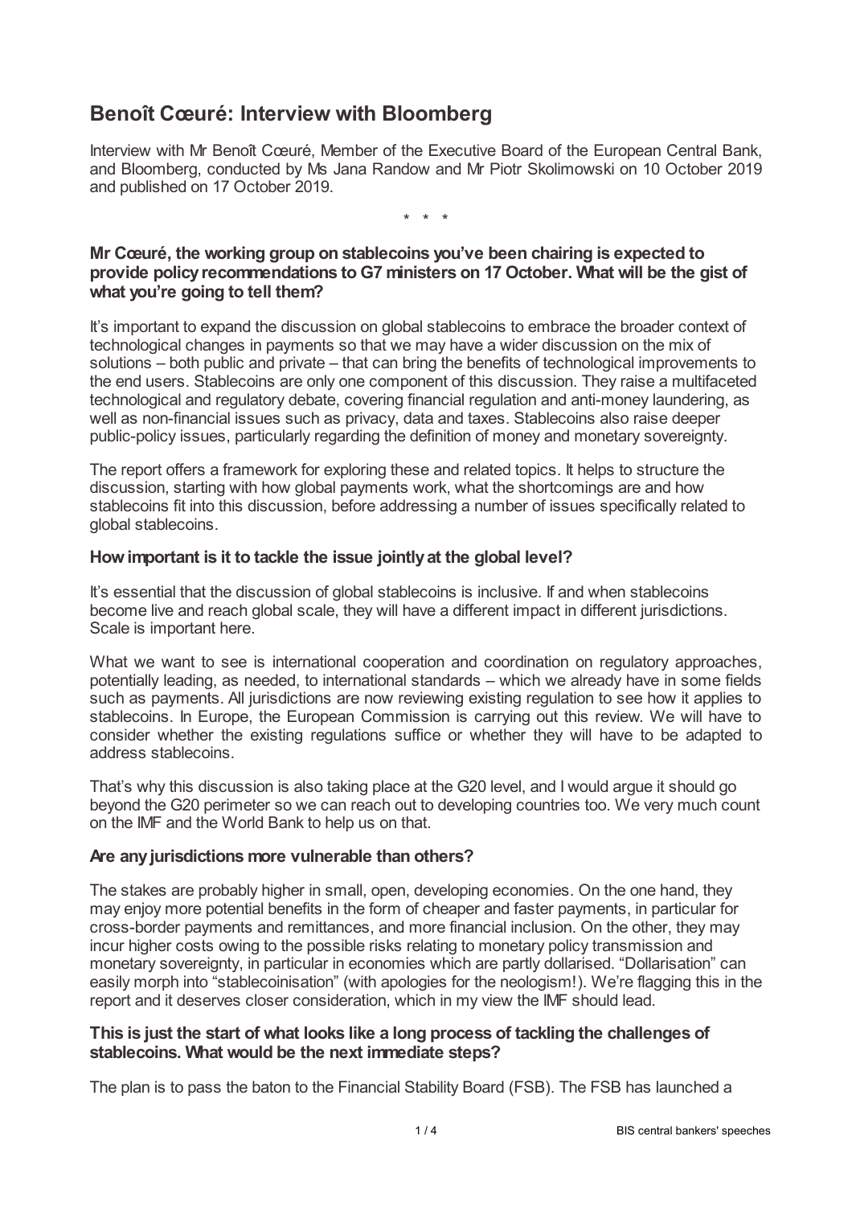# Benoît Cœuré: Interview with Bloomberg

Interview with Mr Benoît Cœuré, Member of the Executive Board of the European Central Bank, and Bloomberg, conducted by Ms Jana Randow and Mr Piotr Skolimowski on 10 October 2019 and published on 17 October 2019.

\* \* \*

**Mr Cœuré, the working group on stablecoins you've been chairing is expected to provide policy recommendations to G7 ministers on 17 October. What will be the gist of what you're going to tell them?**

It's important to expand the discussion on global stablecoins to embrace the broader context of technological changes in payments so that we may have a wider discussion on the mix of solutions – both public and private – that can bring the benefits of technological improvements to the end users. Stablecoins are only one component of this discussion. They raise a multifaceted technological and regulatory debate, covering financial regulation and anti-money laundering, as well as non-financial issues such as privacy, data and taxes. Stablecoins also raise deeper public-policy issues, particularly regarding the definition of money and monetary sovereignty.

The report offers a framework for exploring these and related topics. It helps to structure the discussion, starting with how global payments work, what the shortcomings are and how stablecoins fit into this discussion, before addressing a number of issues specifically related to global stablecoins.

**How important is it to tackle the issue jointly at the global level?**

It's essential that the discussion of global stablecoins is inclusive. If and when stablecoins become live and reach global scale, they will have a different impact in different jurisdictions. Scale is important here.

What we want to see is international cooperation and coordination on regulatory approaches, potentially leading, as needed, to international standards – which we already have in some fields such as payments. All jurisdictions are now reviewing existing regulation to see how it applies to stablecoins. In Europe, the European Commission is carrying out this review. We will have to consider whether the existing regulations suffice or whether they will have to be adapted to address stablecoins.

That's why this discussion is also taking place at the G20 level, and I would argue it should go beyond the G20 perimeter so we can reach out to developing countries too. We very much count on the IMF and the World Bank to help us on that.

**Are any jurisdictions more vulnerable than others?**

The stakes are probably higher in small, open, developing economies. On the one hand, they may enjoy more potential benefits in the form of cheaper and faster payments, in particular for cross-border payments and remittances, and more financial inclusion. On the other, they may incur higher costs owing to the possible risks relating to monetary policy transmission and monetary sovereignty, in particular in economies which are partly dollarised. "Dollarisation" can easily morph into "stablecoinisation" (with apologies for the neologism!). We're flagging this in the report and it deserves closer consideration, which in my view the IMF should lead.

**This is just the start of what looks like a long process of tackling the challenges of stablecoins. What would be the next immediate steps?**

The plan is to pass the baton to the Financial Stability Board (FSB). The FSB has launched a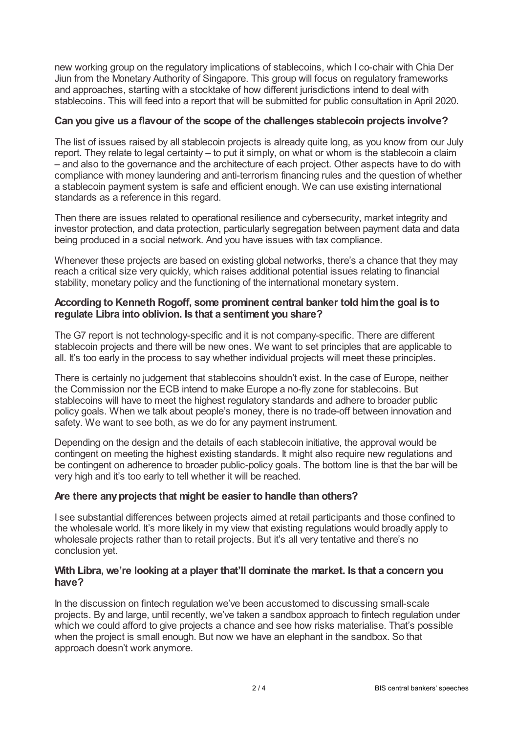new working group on the regulatory implications of stablecoins, which I co-chair with Chia Der Jiun from the Monetary Authority of Singapore. This group will focus on regulatory frameworks and approaches, starting with a stocktake of how different jurisdictions intend to deal with stablecoins. This will feed into a report that will be submitted for public consultation in April 2020.

**Can you give us a flavour of the scope of the challenges stablecoin projects involve?**

The list of issues raised by all stablecoin projects is already quite long, as you know from our July report. They relate to legal certainty – to put it simply, on what or whom is the stablecoin a claim – and also to the governance and the architecture of each project. Other aspects have to do with compliance with money laundering and anti-terrorism financing rules and the question of whether a stablecoin payment system is safe and efficient enough. We can use existing international standards as a reference in this regard.

Then there are issues related to operational resilience and cybersecurity, market integrity and investor protection, and data protection, particularly segregation between payment data and data being produced in a social network. And you have issues with tax compliance.

Whenever these projects are based on existing global networks, there's a chance that they may reach a critical size very quickly, which raises additional potential issues relating to financial stability, monetary policy and the functioning of the international monetary system.

**According to Kenneth Rogoff, some prominent central banker told him the goal is to regulate Libra into oblivion. Is that a sentiment you share?**

The G7 report is not technology-specific and it is not company-specific. There are different stablecoin projects and there will be new ones. We want to set principles that are applicable to all. It's too early in the process to say whether individual projects will meet these principles.

There is certainly no judgement that stablecoins shouldn't exist. In the case of Europe, neither the Commission nor the ECB intend to make Europe a no-fly zone for stablecoins. But stablecoins will have to meet the highest regulatory standards and adhere to broader public policy goals. When we talk about people's money, there is no trade-off between innovation and safety. We want to see both, as we do for any payment instrument.

Depending on the design and the details of each stablecoin initiative, the approval would be contingent on meeting the highest existing standards. It might also require new regulations and be contingent on adherence to broader public-policy goals. The bottom line is that the bar will be very high and it's too early to tell whether it will be reached.

**Are there any projects that might be easier to handle than others?**

I see substantial differences between projects aimed at retail participants and those confined to the wholesale world. It's more likely in my view that existing regulations would broadly apply to wholesale projects rather than to retail projects. But it's all very tentative and there's no conclusion yet.

**With Libra, we're looking at a player that'll dominate the market. Is that a concern you have?**

In the discussion on fintech regulation we've been accustomed to discussing small-scale projects. By and large, until recently, we've taken a sandbox approach to fintech regulation under which we could afford to give projects a chance and see how risks materialise. That's possible when the project is small enough. But now we have an elephant in the sandbox. So that approach doesn't work anymore.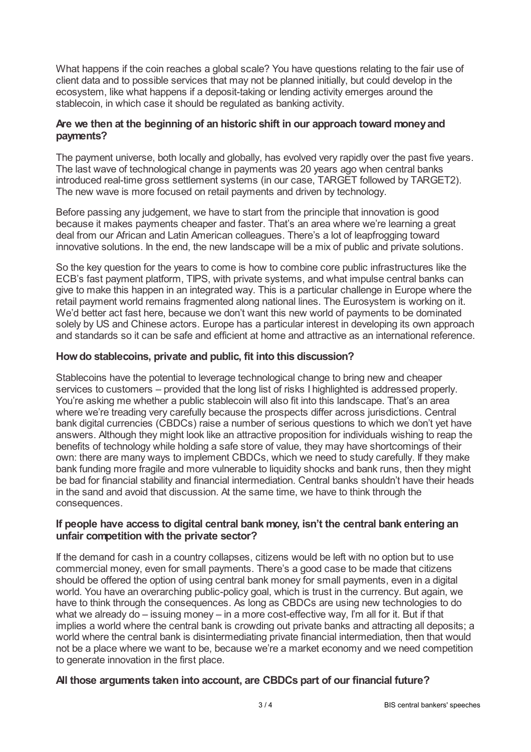What happens if the coin reaches a global scale? You have questions relating to the fair use of client data and to possible services that may not be planned initially, but could develop in the ecosystem, like what happens if a deposit-taking or lending activity emerges around the stablecoin, in which case it should be regulated as banking activity.

**Are we then at the beginning of an historic shift in our approach toward money and payments?**

The payment universe, both locally and globally, has evolved very rapidly over the past five years. The last wave of technological change in payments was 20 years ago when central banks introduced real-time gross settlement systems (in our case, TARGET followed by TARGET2). The new wave is more focused on retail payments and driven by technology.

Before passing any judgement, we have to start from the principle that innovation is good because it makes payments cheaper and faster. That's an area where we're learning a great deal from our African and Latin American colleagues. There's a lot of leapfrogging toward innovative solutions. In the end, the new landscape will be a mix of public and private solutions.

So the key question for the years to come is how to combine core public infrastructures like the ECB's fast payment platform, TIPS, with private systems, and what impulse central banks can give to make this happen in an integrated way. This is a particular challenge in Europe where the retail payment world remains fragmented along national lines. The Eurosystem is working on it. We'd better act fast here, because we don't want this new world of payments to be dominated solely by US and Chinese actors. Europe has a particular interest in developing its own approach and standards so it can be safe and efficient at home and attractive as an international reference.

**How do stablecoins, private and public, fit into this discussion?**

Stablecoins have the potential to leverage technological change to bring new and cheaper services to customers – provided that the long list of risks I highlighted is addressed properly. You're asking me whether a public stablecoin will also fit into this landscape. That's an area where we're treading very carefully because the prospects differ across jurisdictions. Central bank digital currencies (CBDCs) raise a number of serious questions to which we don't yet have answers. Although they might look like an attractive proposition for individuals wishing to reap the benefits of technology while holding a safe store of value, they may have shortcomings of their own: there are many ways to implement CBDCs, which we need to study carefully. If they make bank funding more fragile and more vulnerable to liquidity shocks and bank runs, then they might be bad for financial stability and financial intermediation. Central banks shouldn't have their heads in the sand and avoid that discussion. At the same time, we have to think through the consequences.

**If people have access to digital central bank money, isn't the central bank entering an unfair competition with the private sector?**

If the demand for cash in a country collapses, citizens would be left with no option but to use commercial money, even for small payments. There's a good case to be made that citizens should be offered the option of using central bank money for small payments, even in a digital world. You have an overarching public-policy goal, which is trust in the currency. But again, we have to think through the consequences. As long as CBDCs are using new technologies to do what we already do – issuing money – in a more cost-effective way, I'm all for it. But if that implies a world where the central bank is crowding out private banks and attracting all deposits; a world where the central bank is disintermediating private financial intermediation, then that would not be a place where we want to be, because we're a market economy and we need competition to generate innovation in the first place.

**All those arguments taken into account, are CBDCs part of our financial future?**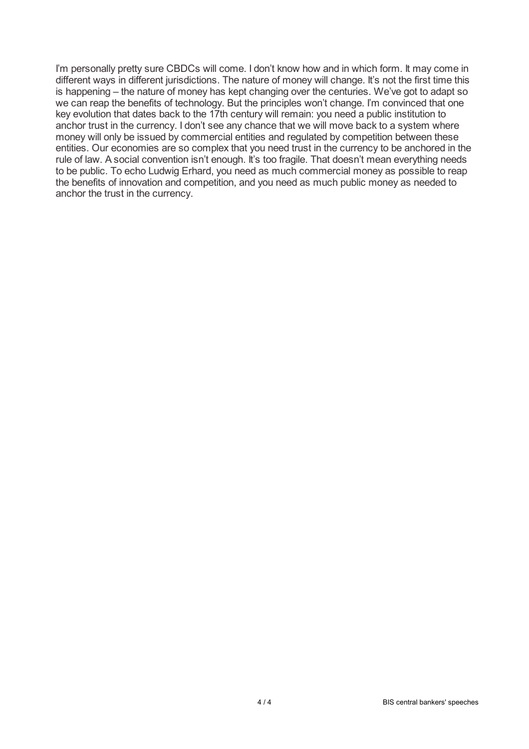I'm personally pretty sure CBDCs will come. I don't know how and in which form. It may come in different ways in different jurisdictions. The nature of money will change. It's not the first time this is happening – the nature of money has kept changing over the centuries. We've got to adapt so we can reap the benefits of technology. But the principles won't change. I'm convinced that one key evolution that dates back to the 17th century will remain: you need a public institution to anchor trust in the currency. I don't see any chance that we will move back to a system where money will only be issued by commercial entities and regulated by competition between these entities. Our economies are so complex that you need trust in the currency to be anchored in the rule of law. A social convention isn't enough. It's too fragile. That doesn't mean everything needs to be public. To echo Ludwig Erhard, you need as much commercial money as possible to reap the benefits of innovation and competition, and you need as much public money as needed to anchor the trust in the currency.